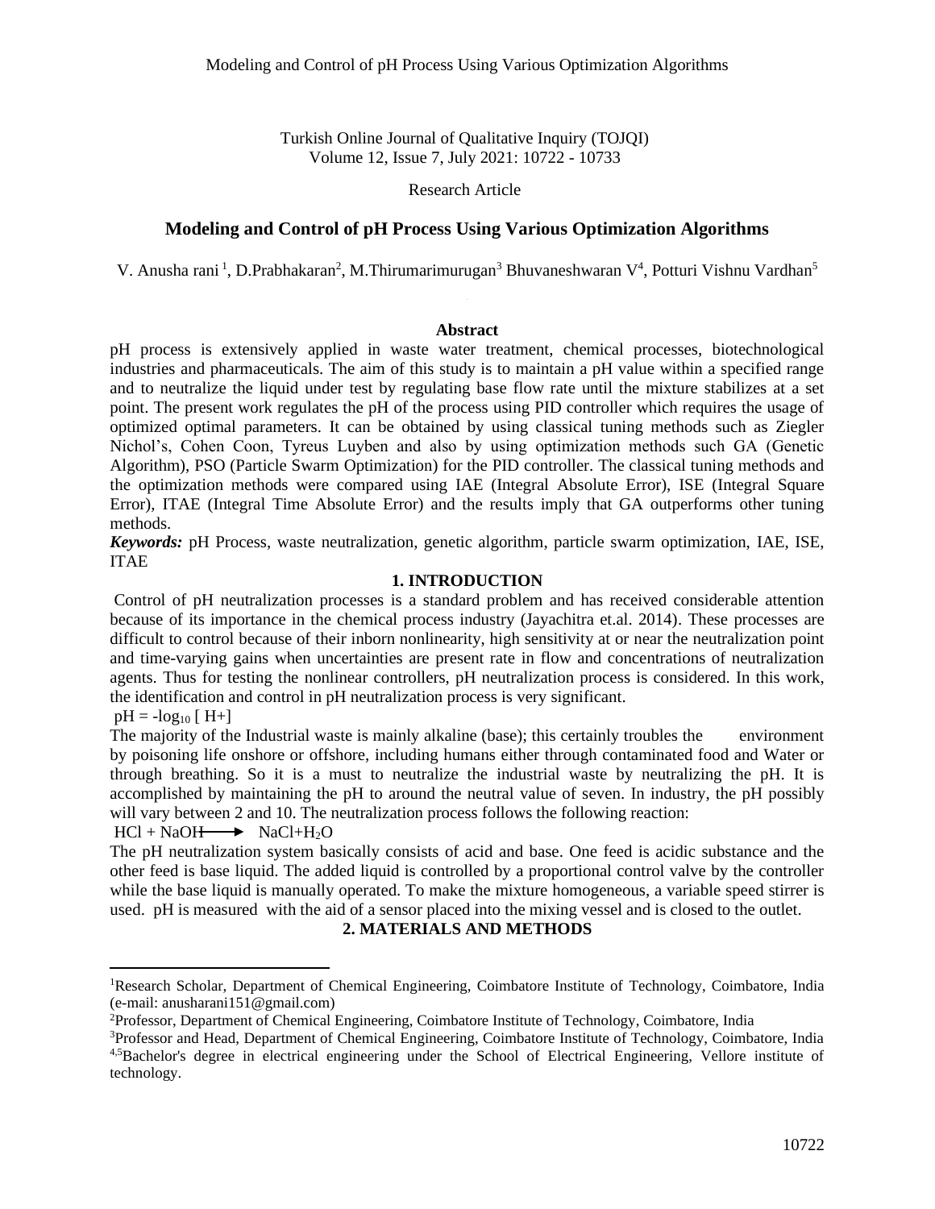Turkish Online Journal of Qualitative Inquiry (TOJQI)
Volume 12, Issue 7, July 2021: 10722 - 10733

Research Article

# Modeling and Control of pH Process Using Various Optimization Algorithms

V. Anusha rani [1], D.Prabhakaran[2], M.Thirumarimurugan[3] Bhuvaneshwaran V[4], Potturi Vishnu Vardhan[5]

### Abstract

pH process is extensively applied in waste water treatment, chemical processes, biotechnological industries and pharmaceuticals. The aim of this study is to maintain a pH value within a specified range and to neutralize the liquid under test by regulating base flow rate until the mixture stabilizes at a set point. The present work regulates the pH of the process using PID controller which requires the usage of optimized optimal parameters. It can be obtained by using classical tuning methods such as Ziegler Nichol's, Cohen Coon, Tyreus Luyben and also by using optimization methods such GA (Genetic Algorithm), PSO (Particle Swarm Optimization) for the PID controller. The classical tuning methods and the optimization methods were compared using IAE (Integral Absolute Error), ISE (Integral Square Error), ITAE (Integral Time Absolute Error) and the results imply that GA outperforms other tuning methods.

***Keywords:*** pH Process, waste neutralization, genetic algorithm, particle swarm optimization, IAE, ISE, ITAE

## 1. INTRODUCTION

Control of pH neutralization processes is a standard problem and has received considerable attention because of its importance in the chemical process industry (Jayachitra et.al. 2014). These processes are difficult to control because of their inborn nonlinearity, high sensitivity at or near the neutralization point and time-varying gains when uncertainties are present rate in flow and concentrations of neutralization agents. Thus for testing the nonlinear controllers, pH neutralization process is considered. In this work, the identification and control in pH neutralization process is very significant.

$pH = -\log_{10} [H+]$

The majority of the Industrial waste is mainly alkaline (base); this certainly troubles the environment by poisoning life onshore or offshore, including humans either through contaminated food and Water or through breathing. So it is a must to neutralize the industrial waste by neutralizing the pH. It is accomplished by maintaining the pH to around the neutral value of seven. In industry, the pH possibly will vary between 2 and 10. The neutralization process follows the following reaction:

$HCl + NaOH \longrightarrow NaCl + H_2O$

The pH neutralization system basically consists of acid and base. One feed is acidic substance and the other feed is base liquid. The added liquid is controlled by a proportional control valve by the controller while the base liquid is manually operated. To make the mixture homogeneous, a variable speed stirrer is used. pH is measured with the aid of a sensor placed into the mixing vessel and is closed to the outlet.

## 2. MATERIALS AND METHODS

---

[1]Research Scholar, Department of Chemical Engineering, Coimbatore Institute of Technology, Coimbatore, India (e-mail: anusharani151@gmail.com)

[2]Professor, Department of Chemical Engineering, Coimbatore Institute of Technology, Coimbatore, India

[3]Professor and Head, Department of Chemical Engineering, Coimbatore Institute of Technology, Coimbatore, India

[4,5]Bachelor's degree in electrical engineering under the School of Electrical Engineering, Vellore institute of technology.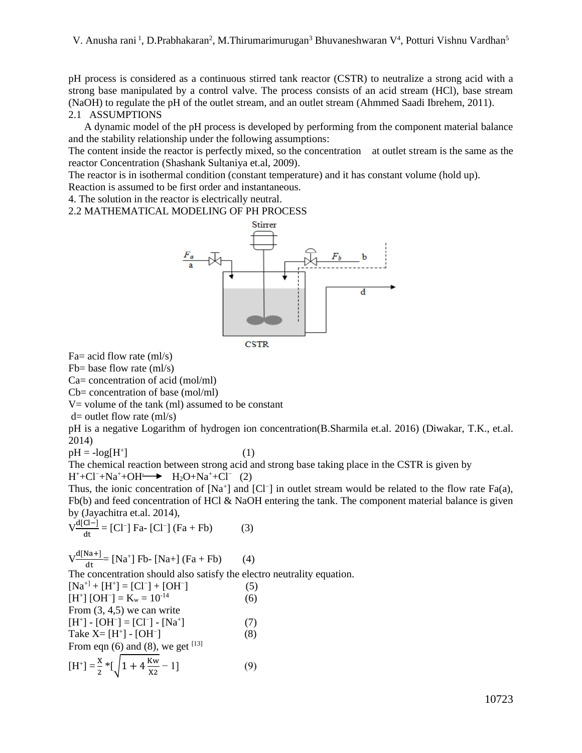pH process is considered as a continuous stirred tank reactor (CSTR) to neutralize a strong acid with a strong base manipulated by a control valve. The process consists of an acid stream (HCl), base stream (NaOH) to regulate the pH of the outlet stream, and an outlet stream (Ahmmed Saadi Ibrehem, 2011).

## 2.1 ASSUMPTIONS

A dynamic model of the pH process is developed by performing from the component material balance and the stability relationship under the following assumptions:

The content inside the reactor is perfectly mixed, so the concentration at outlet stream is the same as the reactor Concentration (Shashank Sultaniya et.al, 2009).

The reactor is in isothermal condition (constant temperature) and it has constant volume (hold up).

Reaction is assumed to be first order and instantaneous.

4. The solution in the reactor is electrically neutral.

## 2.2 MATHEMATICAL MODELING OF PH PROCESS

CSTR

Fa= acid flow rate (ml/s)

Fb= base flow rate (ml/s)

Ca= concentration of acid (mol/ml)

Cb= concentration of base (mol/ml)

V= volume of the tank (ml) assumed to be constant

d= outlet flow rate (ml/s)

pH is a negative Logarithm of hydrogen ion concentration(B.Sharmila et.al. 2016) (Diwakar, T.K., et.al. 2014)

$$pH = -\log[H^+] \tag{1}$$

The chemical reaction between strong acid and strong base taking place in the CSTR is given by

$$H^+ + Cl^- + Na^+ + OH^- \longrightarrow H_2O + Na^+ + Cl^- \tag{2}$$

Thus, the ionic concentration of $[Na^+]$ and $[Cl^-]$ in outlet stream would be related to the flow rate Fa(a), Fb(b) and feed concentration of HCl & NaOH entering the tank. The component material balance is given by (Jayachitra et.al. 2014),

$$V\frac{d[Cl^-]}{dt} = [Cl^-]\,Fa - [Cl^-]\,(Fa + Fb) \tag{3}$$

$$V\frac{d[Na^+]}{dt} = [Na^+]\,Fb - [Na^+]\,(Fa + Fb) \tag{4}$$

The concentration should also satisfy the electro neutrality equation.

$$[Na^+] + [H^+] = [Cl^-] + [OH^-] \tag{5}$$

$$[H^+][OH^-] = K_w = 10^{-14} \tag{6}$$

From (3, 4,5) we can write

$$[H^+] - [OH^-] = [Cl^-] - [Na^+] \tag{7}$$

Take

$$X = [H^+] - [OH^-] \tag{8}$$

From eqn (6) and (8), we get [13]

$$[H^+] = \frac{X}{2} * \left[\sqrt{1 + 4\frac{K_w}{X^2}} - 1\right] \tag{9}$$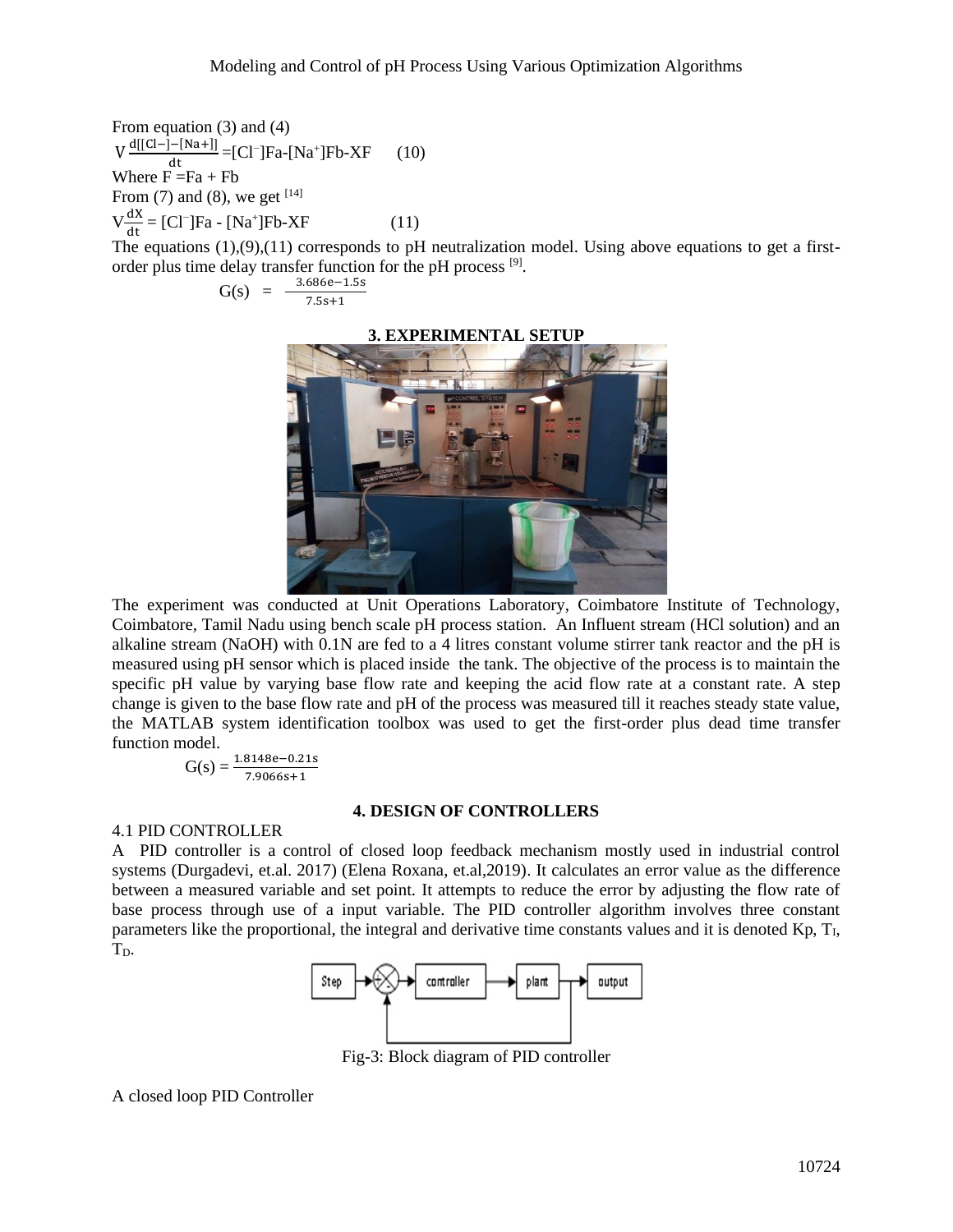From equation (3) and (4)

$$V\frac{d[[Cl^-]-[Na^+]]}{dt} = [Cl^-]Fa - [Na^+]Fb - XF \qquad (10)$$

Where F =Fa + Fb

From (7) and (8), we get [14]

$$V\frac{dX}{dt} = [Cl^-]Fa - [Na^+]Fb - XF \qquad (11)$$

The equations (1),(9),(11) corresponds to pH neutralization model. Using above equations to get a first-order plus time delay transfer function for the pH process [9].

$$G(s) = \frac{3.686e^{-1.5s}}{7.5s+1}$$

## 3. EXPERIMENTAL SETUP

The experiment was conducted at Unit Operations Laboratory, Coimbatore Institute of Technology, Coimbatore, Tamil Nadu using bench scale pH process station. An Influent stream (HCl solution) and an alkaline stream (NaOH) with 0.1N are fed to a 4 litres constant volume stirrer tank reactor and the pH is measured using pH sensor which is placed inside the tank. The objective of the process is to maintain the specific pH value by varying base flow rate and keeping the acid flow rate at a constant rate. A step change is given to the base flow rate and pH of the process was measured till it reaches steady state value, the MATLAB system identification toolbox was used to get the first-order plus dead time transfer function model.

$$G(s) = \frac{1.8148e^{-0.21s}}{7.9066s+1}$$

## 4. DESIGN OF CONTROLLERS

### 4.1 PID CONTROLLER

A PID controller is a control of closed loop feedback mechanism mostly used in industrial control systems (Durgadevi, et.al. 2017) (Elena Roxana, et.al,2019). It calculates an error value as the difference between a measured variable and set point. It attempts to reduce the error by adjusting the flow rate of base process through use of a input variable. The PID controller algorithm involves three constant parameters like the proportional, the integral and derivative time constants values and it is denoted Kp, $T_I$, $T_D$.

Fig-3: Block diagram of PID controller

A closed loop PID Controller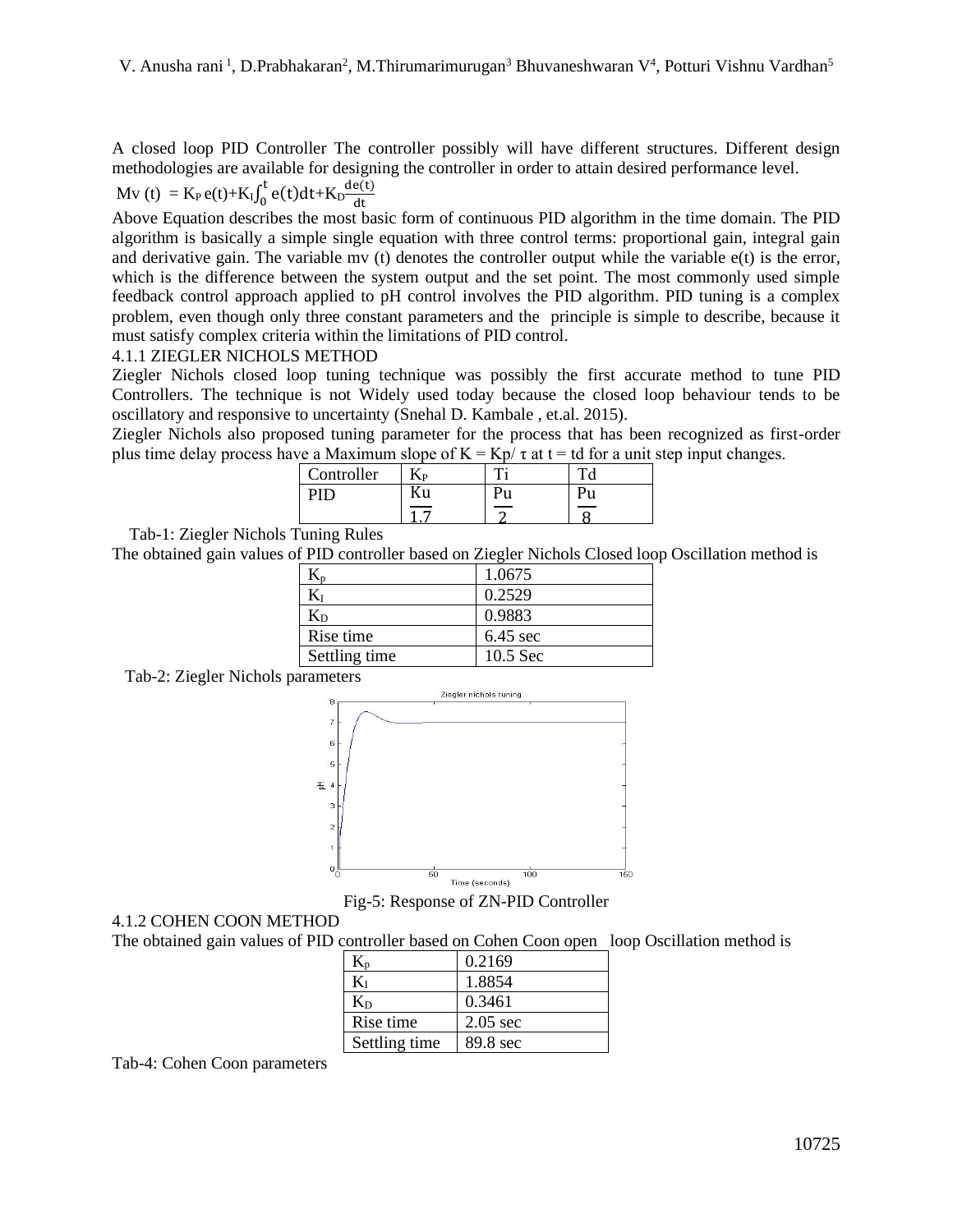A closed loop PID Controller The controller possibly will have different structures. Different design methodologies are available for designing the controller in order to attain desired performance level.

$$Mv(t) = K_P e(t) + K_I \int_0^t e(t)dt + K_D \frac{de(t)}{dt}$$

Above Equation describes the most basic form of continuous PID algorithm in the time domain. The PID algorithm is basically a simple single equation with three control terms: proportional gain, integral gain and derivative gain. The variable mv (t) denotes the controller output while the variable e(t) is the error, which is the difference between the system output and the set point. The most commonly used simple feedback control approach applied to pH control involves the PID algorithm. PID tuning is a complex problem, even though only three constant parameters and the principle is simple to describe, because it must satisfy complex criteria within the limitations of PID control.

### 4.1.1 ZIEGLER NICHOLS METHOD

Ziegler Nichols closed loop tuning technique was possibly the first accurate method to tune PID Controllers. The technique is not Widely used today because the closed loop behaviour tends to be oscillatory and responsive to uncertainty (Snehal D. Kambale , et.al. 2015).

Ziegler Nichols also proposed tuning parameter for the process that has been recognized as first-order plus time delay process have a Maximum slope of $K = Kp/ \tau$ at t = td for a unit step input changes.

| Controller | $K_P$ | Ti | Td |
|---|---|---|---|
| PID | $\frac{Ku}{1.7}$ | $\frac{Pu}{2}$ | $\frac{Pu}{8}$ |

Tab-1: Ziegler Nichols Tuning Rules

The obtained gain values of PID controller based on Ziegler Nichols Closed loop Oscillation method is

| | |
|---|---|
| $K_p$ | 1.0675 |
| $K_I$ | 0.2529 |
| $K_D$ | 0.9883 |
| Rise time | 6.45 sec |
| Settling time | 10.5 Sec |

Tab-2: Ziegler Nichols parameters

Fig-5: Response of ZN-PID Controller

### 4.1.2 COHEN COON METHOD

The obtained gain values of PID controller based on Cohen Coon open loop Oscillation method is

| | |
|---|---|
| $K_p$ | 0.2169 |
| $K_I$ | 1.8854 |
| $K_D$ | 0.3461 |
| Rise time | 2.05 sec |
| Settling time | 89.8 sec |

Tab-4: Cohen Coon parameters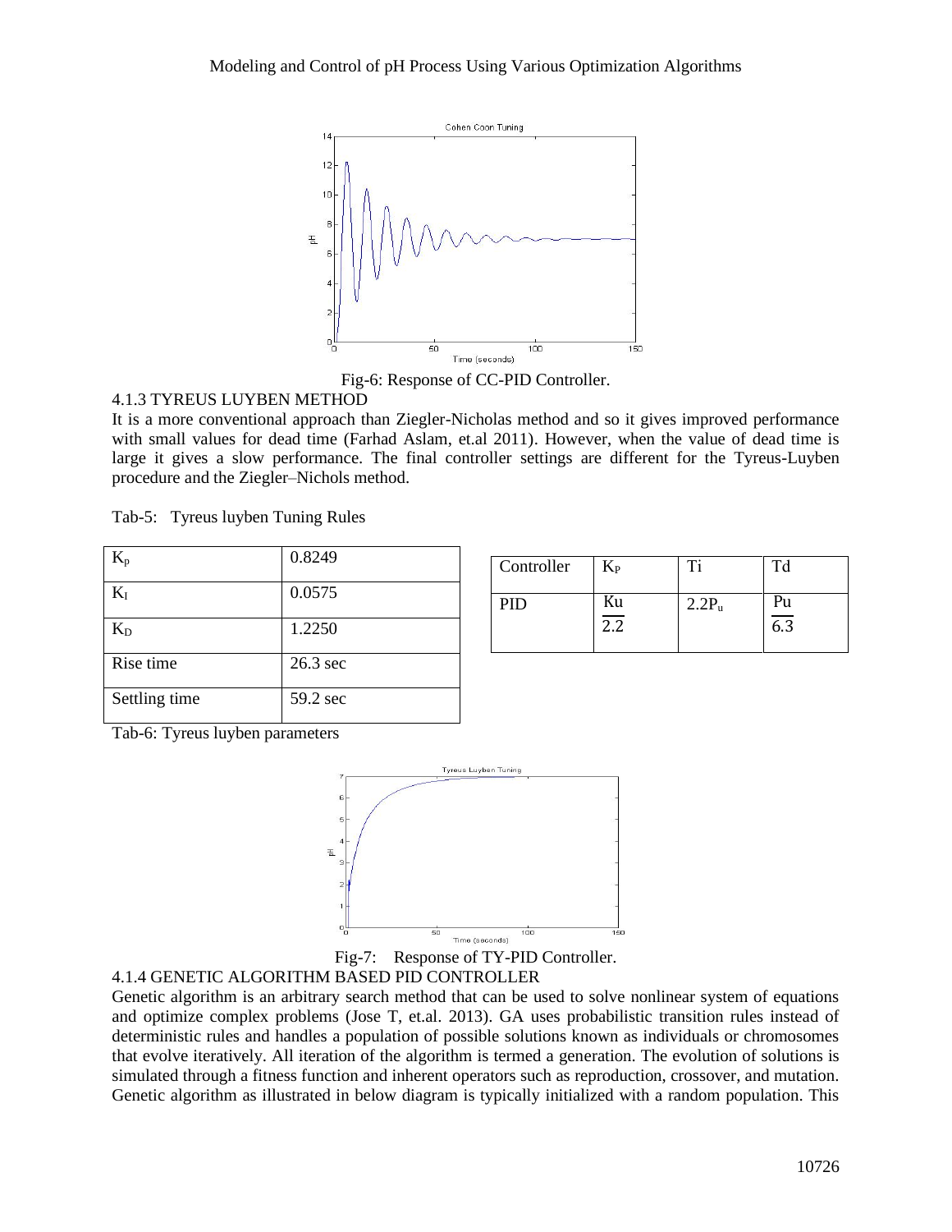Fig-6: Response of CC-PID Controller.

### 4.1.3 TYREUS LUYBEN METHOD

It is a more conventional approach than Ziegler-Nicholas method and so it gives improved performance with small values for dead time (Farhad Aslam, et.al 2011). However, when the value of dead time is large it gives a slow performance. The final controller settings are different for the Tyreus-Luyben procedure and the Ziegler–Nichols method.

Tab-5: Tyreus luyben Tuning Rules

| Controller | $K_P$ | Ti | Td |
|---|---|---|---|
| PID | $\frac{Ku}{2.2}$ | $2.2P_u$ | $\frac{Pu}{6.3}$ |

| | |
|---|---|
| $K_p$ | 0.8249 |
| $K_I$ | 0.0575 |
| $K_D$ | 1.2250 |
| Rise time | 26.3 sec |
| Settling time | 59.2 sec |

Tab-6: Tyreus luyben parameters

Fig-7: Response of TY-PID Controller.

### 4.1.4 GENETIC ALGORITHM BASED PID CONTROLLER

Genetic algorithm is an arbitrary search method that can be used to solve nonlinear system of equations and optimize complex problems (Jose T, et.al. 2013). GA uses probabilistic transition rules instead of deterministic rules and handles a population of possible solutions known as individuals or chromosomes that evolve iteratively. All iteration of the algorithm is termed a generation. The evolution of solutions is simulated through a fitness function and inherent operators such as reproduction, crossover, and mutation. Genetic algorithm as illustrated in below diagram is typically initialized with a random population. This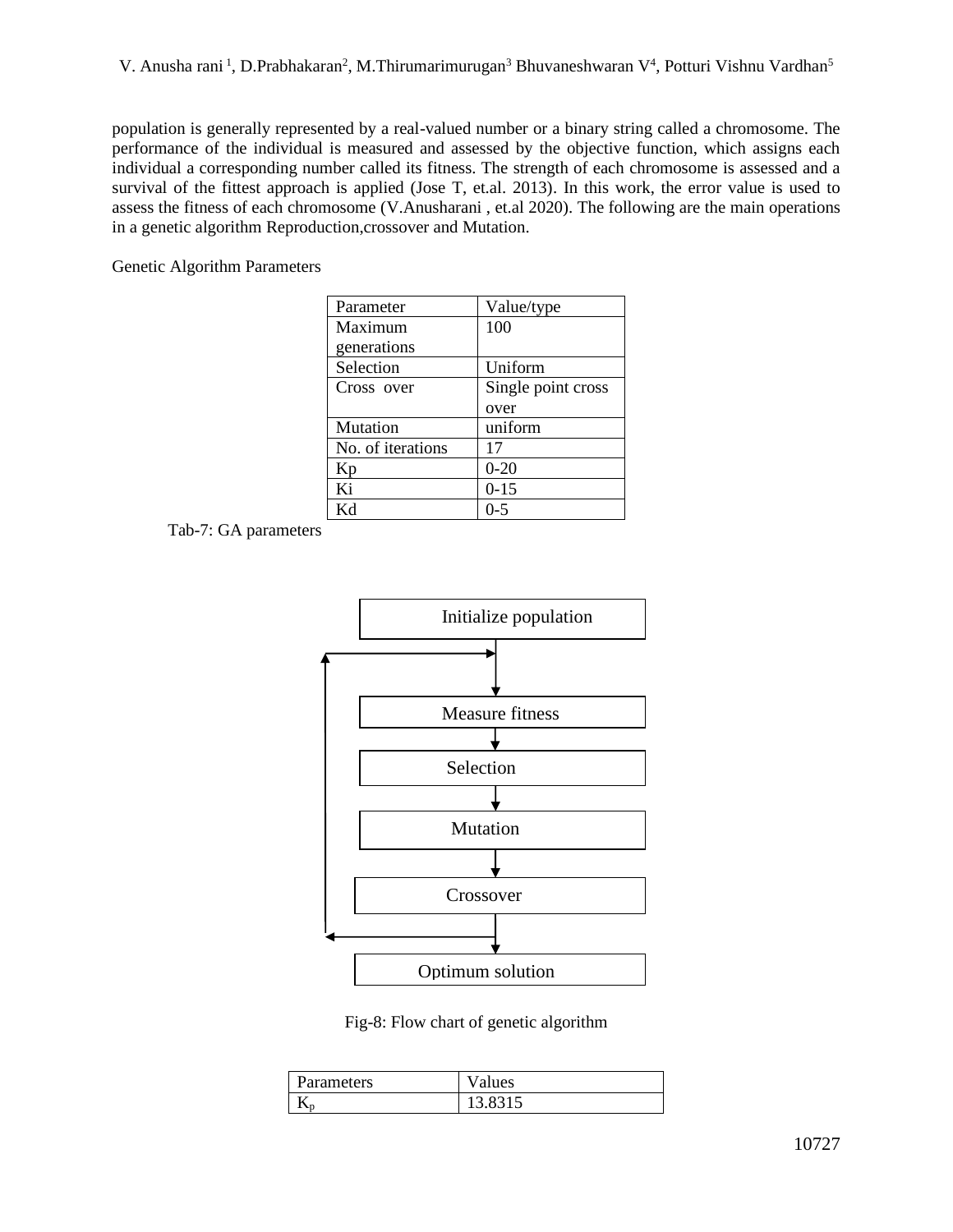population is generally represented by a real-valued number or a binary string called a chromosome. The performance of the individual is measured and assessed by the objective function, which assigns each individual a corresponding number called its fitness. The strength of each chromosome is assessed and a survival of the fittest approach is applied (Jose T, et.al. 2013). In this work, the error value is used to assess the fitness of each chromosome (V.Anusharani , et.al 2020). The following are the main operations in a genetic algorithm Reproduction,crossover and Mutation.

Genetic Algorithm Parameters

| Parameter | Value/type |
|---|---|
| Maximum generations | 100 |
| Selection | Uniform |
| Cross over | Single point cross over |
| Mutation | uniform |
| No. of iterations | 17 |
| Kp | 0-20 |
| Ki | 0-15 |
| Kd | 0-5 |

Tab-7: GA parameters

Initialize population → Measure fitness → Selection → Mutation → Crossover → Optimum solution

Fig-8: Flow chart of genetic algorithm

| Parameters | Values |
|---|---|
| $K_p$ | 13.8315 |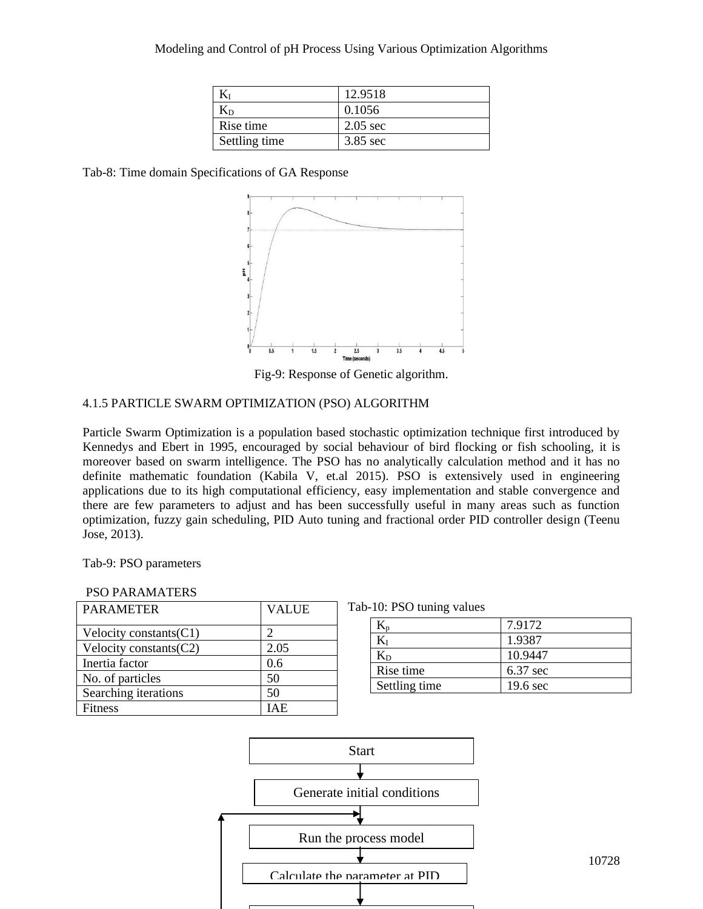| $K_I$ | 12.9518 |
|---|---|
| $K_D$ | 0.1056 |
| Rise time | 2.05 sec |
| Settling time | 3.85 sec |

Tab-8: Time domain Specifications of GA Response

Fig-9: Response of Genetic algorithm.

4.1.5 PARTICLE SWARM OPTIMIZATION (PSO) ALGORITHM

Particle Swarm Optimization is a population based stochastic optimization technique first introduced by Kennedys and Ebert in 1995, encouraged by social behaviour of bird flocking or fish schooling, it is moreover based on swarm intelligence. The PSO has no analytically calculation method and it has no definite mathematic foundation (Kabila V, et.al 2015). PSO is extensively used in engineering applications due to its high computational efficiency, easy implementation and stable convergence and there are few parameters to adjust and has been successfully useful in many areas such as function optimization, fuzzy gain scheduling, PID Auto tuning and fractional order PID controller design (Teenu Jose, 2013).

Tab-9: PSO parameters

PSO PARAMATERS

| PARAMETER | VALUE |
|---|---|
| Velocity constants(C1) | 2 |
| Velocity constants(C2) | 2.05 |
| Inertia factor | 0.6 |
| No. of particles | 50 |
| Searching iterations | 50 |
| Fitness | IAE |

Tab-10: PSO tuning values

| $K_p$ | 7.9172 |
|---|---|
| $K_I$ | 1.9387 |
| $K_D$ | 10.9447 |
| Rise time | 6.37 sec |
| Settling time | 19.6 sec |

Start

Generate initial conditions

Run the process model

Calculate the parameter at PID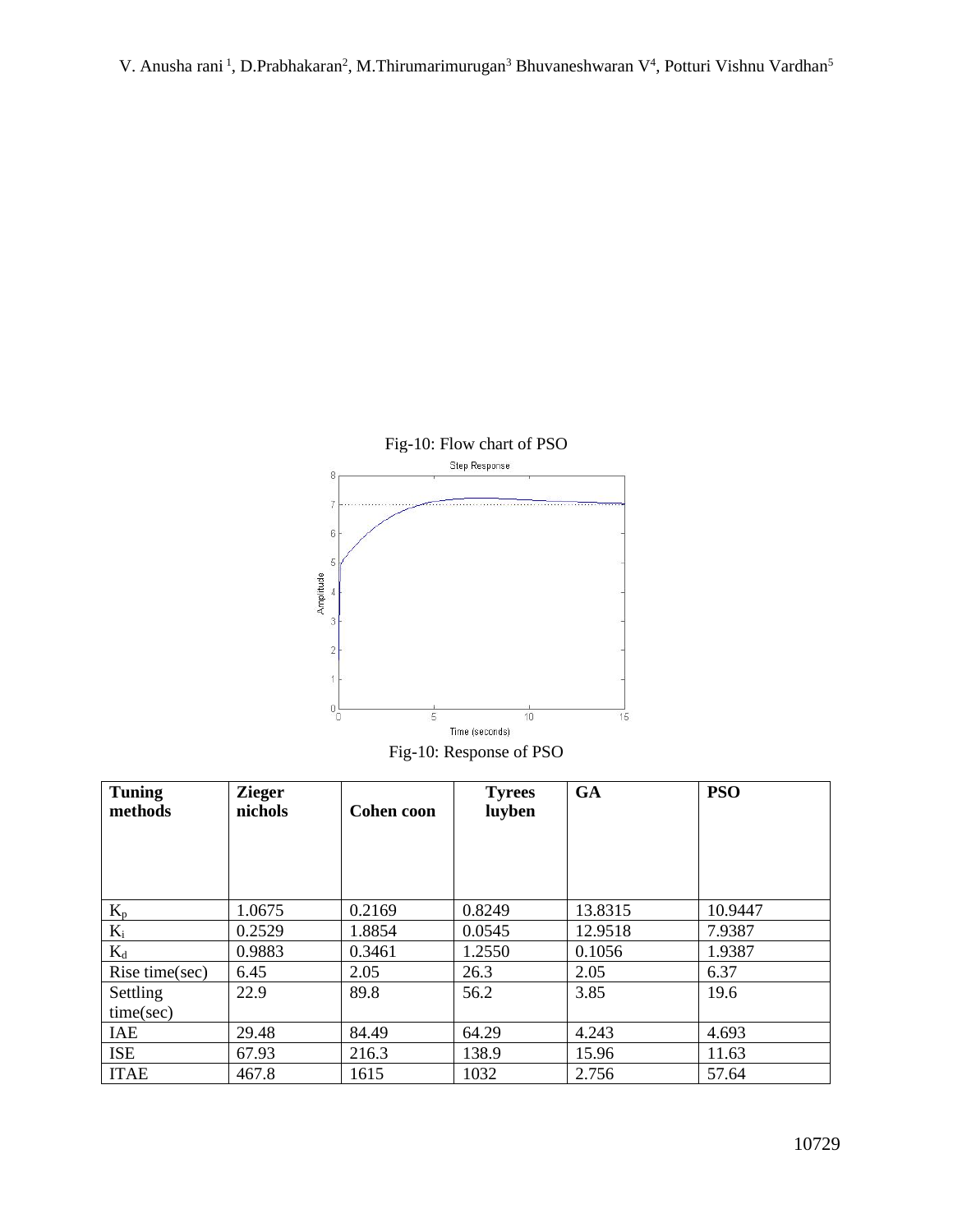Fig-10: Flow chart of PSO

Fig-10: Response of PSO

| Tuning methods | Zieger nichols | Cohen coon | Tyrees luyben | GA | PSO |
|---|---|---|---|---|---|
| $K_p$ | 1.0675 | 0.2169 | 0.8249 | 13.8315 | 10.9447 |
| $K_i$ | 0.2529 | 1.8854 | 0.0545 | 12.9518 | 7.9387 |
| $K_d$ | 0.9883 | 0.3461 | 1.2550 | 0.1056 | 1.9387 |
| Rise time(sec) | 6.45 | 2.05 | 26.3 | 2.05 | 6.37 |
| Settling time(sec) | 22.9 | 89.8 | 56.2 | 3.85 | 19.6 |
| IAE | 29.48 | 84.49 | 64.29 | 4.243 | 4.693 |
| ISE | 67.93 | 216.3 | 138.9 | 15.96 | 11.63 |
| ITAE | 467.8 | 1615 | 1032 | 2.756 | 57.64 |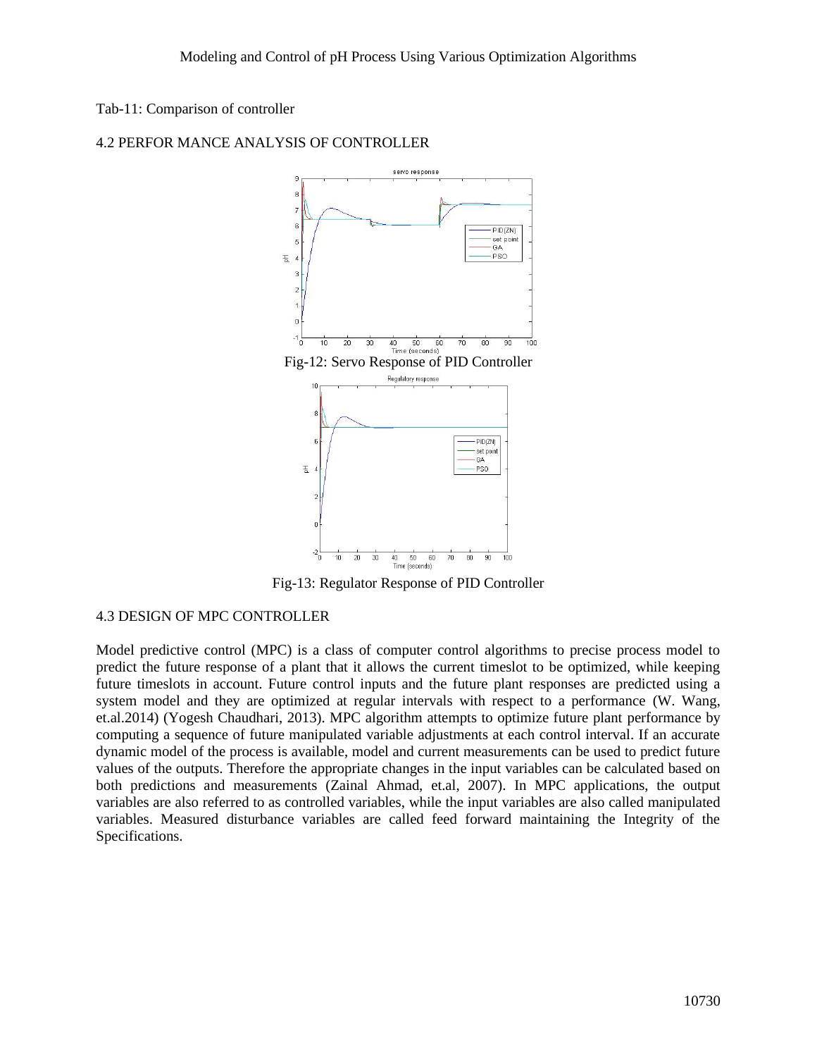Tab-11: Comparison of controller

## 4.2 PERFOR MANCE ANALYSIS OF CONTROLLER

Fig-12: Servo Response of PID Controller

Fig-13: Regulator Response of PID Controller

## 4.3 DESIGN OF MPC CONTROLLER

Model predictive control (MPC) is a class of computer control algorithms to precise process model to predict the future response of a plant that it allows the current timeslot to be optimized, while keeping future timeslots in account. Future control inputs and the future plant responses are predicted using a system model and they are optimized at regular intervals with respect to a performance (W. Wang, et.al.2014) (Yogesh Chaudhari, 2013). MPC algorithm attempts to optimize future plant performance by computing a sequence of future manipulated variable adjustments at each control interval. If an accurate dynamic model of the process is available, model and current measurements can be used to predict future values of the outputs. Therefore the appropriate changes in the input variables can be calculated based on both predictions and measurements (Zainal Ahmad, et.al, 2007). In MPC applications, the output variables are also referred to as controlled variables, while the input variables are also called manipulated variables. Measured disturbance variables are called feed forward maintaining the Integrity of the Specifications.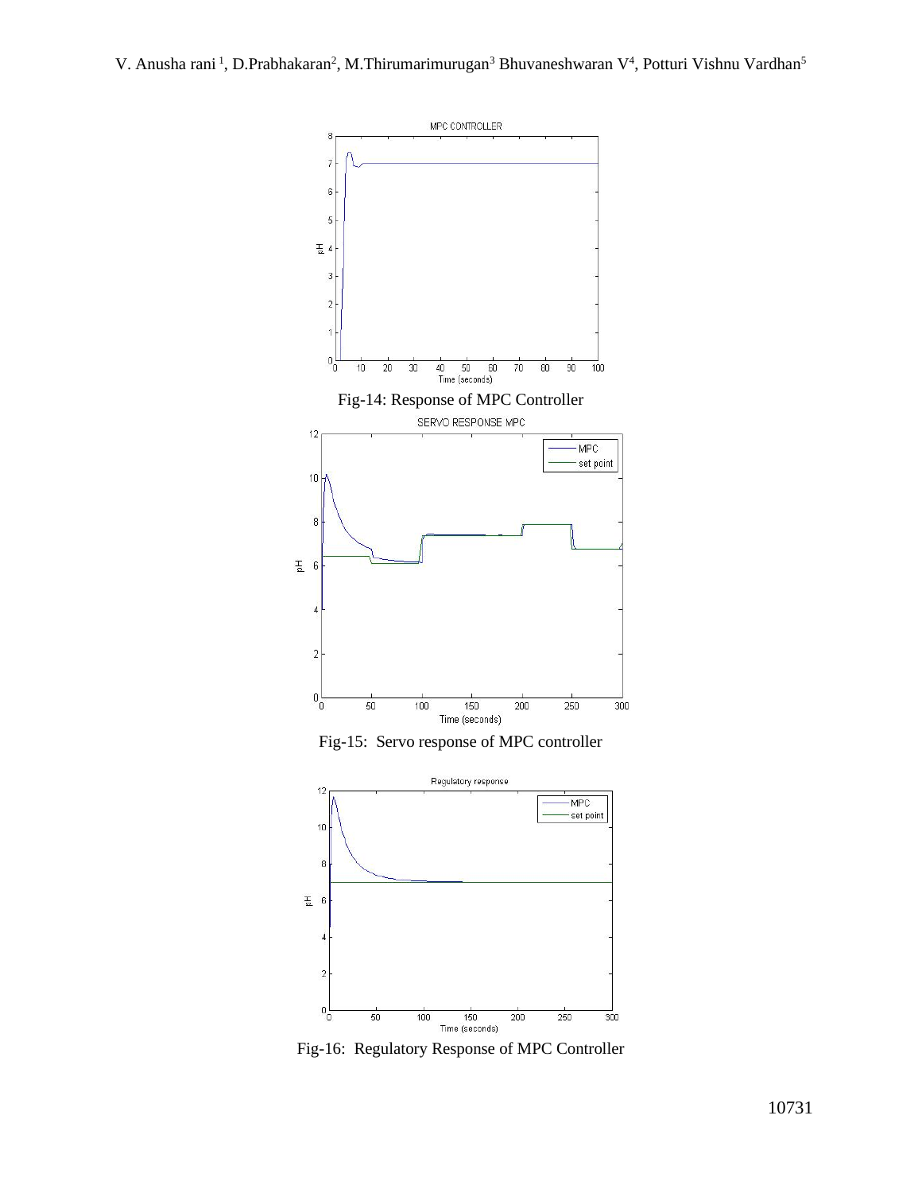Fig-14: Response of MPC Controller

Fig-15: Servo response of MPC controller

Fig-16: Regulatory Response of MPC Controller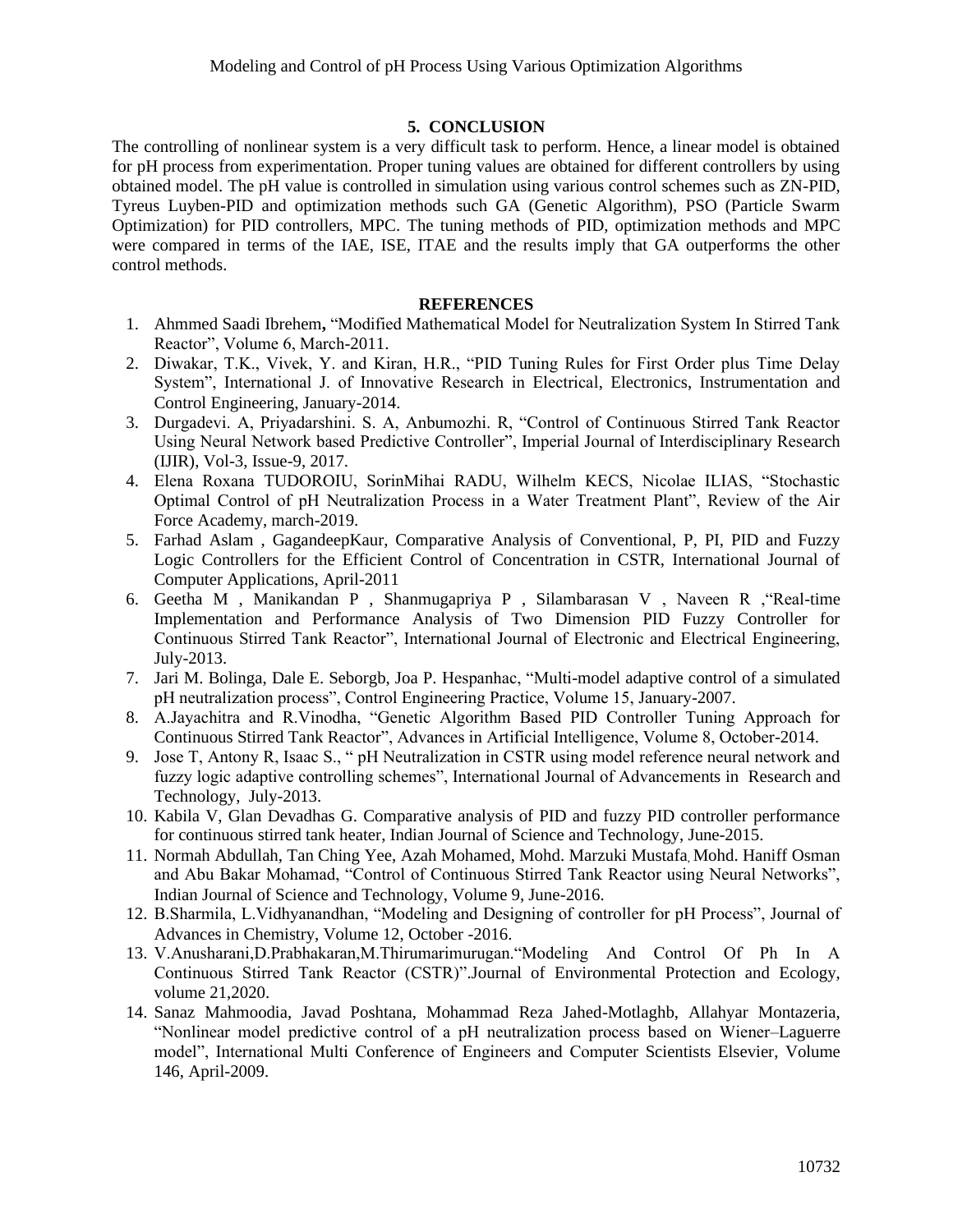## 5. CONCLUSION

The controlling of nonlinear system is a very difficult task to perform. Hence, a linear model is obtained for pH process from experimentation. Proper tuning values are obtained for different controllers by using obtained model. The pH value is controlled in simulation using various control schemes such as ZN-PID, Tyreus Luyben-PID and optimization methods such GA (Genetic Algorithm), PSO (Particle Swarm Optimization) for PID controllers, MPC. The tuning methods of PID, optimization methods and MPC were compared in terms of the IAE, ISE, ITAE and the results imply that GA outperforms the other control methods.

## REFERENCES

1. Ahmmed Saadi Ibrehem**,** "Modified Mathematical Model for Neutralization System In Stirred Tank Reactor", Volume 6, March-2011.
2. Diwakar, T.K., Vivek, Y. and Kiran, H.R., "PID Tuning Rules for First Order plus Time Delay System", International J. of Innovative Research in Electrical, Electronics, Instrumentation and Control Engineering, January-2014.
3. Durgadevi. A, Priyadarshini. S. A, Anbumozhi. R, "Control of Continuous Stirred Tank Reactor Using Neural Network based Predictive Controller", Imperial Journal of Interdisciplinary Research (IJIR), Vol-3, Issue-9, 2017.
4. Elena Roxana TUDOROIU, SorinMihai RADU, Wilhelm KECS, Nicolae ILIAS, "Stochastic Optimal Control of pH Neutralization Process in a Water Treatment Plant", Review of the Air Force Academy, march-2019.
5. Farhad Aslam , GagandeepKaur, Comparative Analysis of Conventional, P, PI, PID and Fuzzy Logic Controllers for the Efficient Control of Concentration in CSTR, International Journal of Computer Applications, April-2011
6. Geetha M , Manikandan P , Shanmugapriya P , Silambarasan V , Naveen R ,"Real-time Implementation and Performance Analysis of Two Dimension PID Fuzzy Controller for Continuous Stirred Tank Reactor", International Journal of Electronic and Electrical Engineering, July-2013.
7. Jari M. Bolinga, Dale E. Seborgb, Joa P. Hespanhac, "Multi-model adaptive control of a simulated pH neutralization process", Control Engineering Practice, Volume 15, January-2007.
8. A.Jayachitra and R.Vinodha, "Genetic Algorithm Based PID Controller Tuning Approach for Continuous Stirred Tank Reactor", Advances in Artificial Intelligence, Volume 8, October-2014.
9. Jose T, Antony R, Isaac S., " pH Neutralization in CSTR using model reference neural network and fuzzy logic adaptive controlling schemes", International Journal of Advancements in Research and Technology, July-2013.
10. Kabila V, Glan Devadhas G. Comparative analysis of PID and fuzzy PID controller performance for continuous stirred tank heater, Indian Journal of Science and Technology, June-2015.
11. Normah Abdullah, Tan Ching Yee, Azah Mohamed, Mohd. Marzuki Mustafa, Mohd. Haniff Osman and Abu Bakar Mohamad, "Control of Continuous Stirred Tank Reactor using Neural Networks", Indian Journal of Science and Technology, Volume 9, June-2016.
12. B.Sharmila, L.Vidhyanandhan, "Modeling and Designing of controller for pH Process", Journal of Advances in Chemistry, Volume 12, October -2016.
13. V.Anusharani,D.Prabhakaran,M.Thirumarimurugan."Modeling And Control Of Ph In A Continuous Stirred Tank Reactor (CSTR)".Journal of Environmental Protection and Ecology, volume 21,2020.
14. Sanaz Mahmoodia, Javad Poshtana, Mohammad Reza Jahed-Motlaghb, Allahyar Montazeria, "Nonlinear model predictive control of a pH neutralization process based on Wiener–Laguerre model", International Multi Conference of Engineers and Computer Scientists Elsevier, Volume 146, April-2009.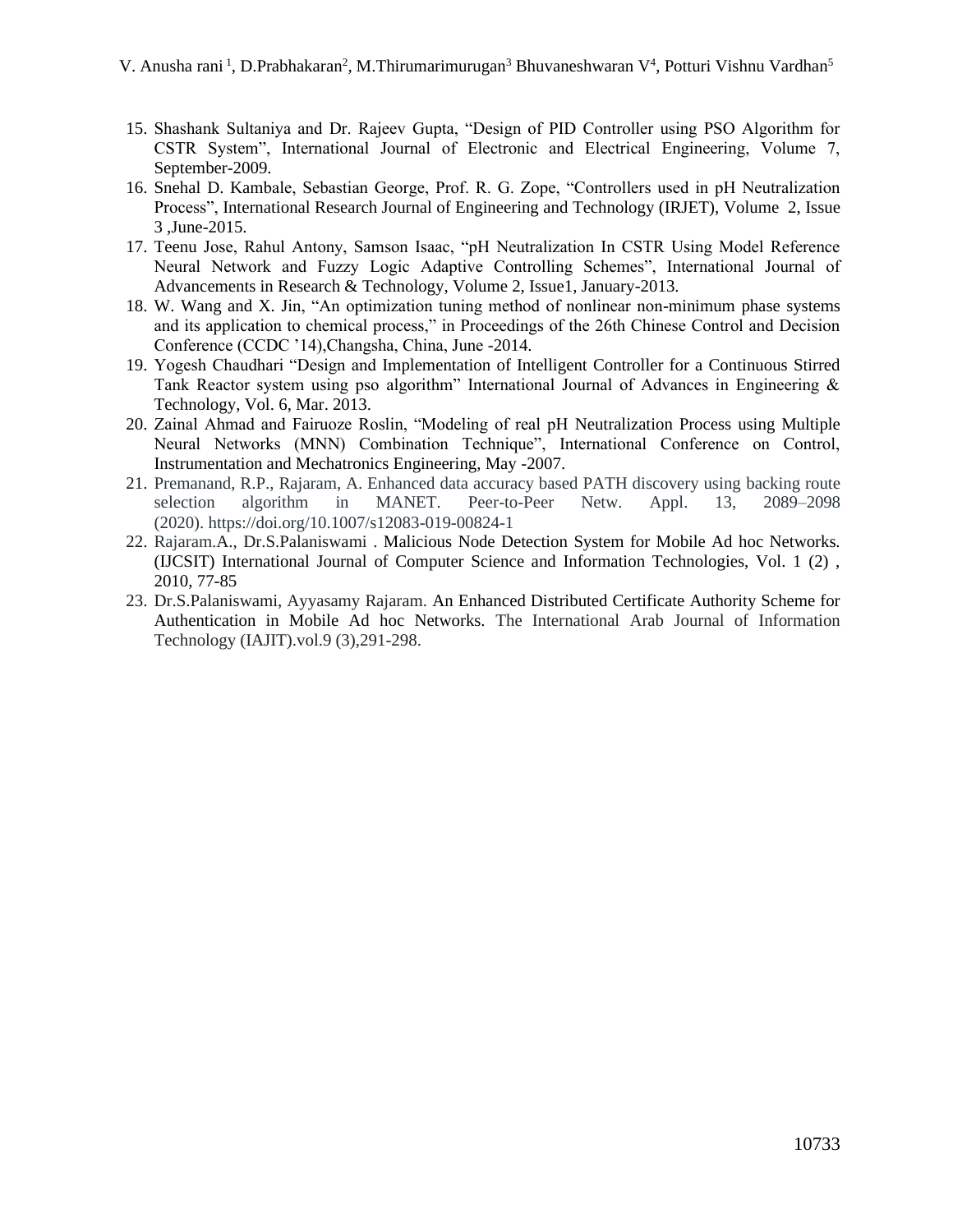15. Shashank Sultaniya and Dr. Rajeev Gupta, "Design of PID Controller using PSO Algorithm for CSTR System", International Journal of Electronic and Electrical Engineering, Volume 7, September-2009.
16. Snehal D. Kambale, Sebastian George, Prof. R. G. Zope, "Controllers used in pH Neutralization Process", International Research Journal of Engineering and Technology (IRJET), Volume 2, Issue 3 ,June-2015.
17. Teenu Jose, Rahul Antony, Samson Isaac, "pH Neutralization In CSTR Using Model Reference Neural Network and Fuzzy Logic Adaptive Controlling Schemes", International Journal of Advancements in Research & Technology, Volume 2, Issue1, January-2013.
18. W. Wang and X. Jin, "An optimization tuning method of nonlinear non-minimum phase systems and its application to chemical process," in Proceedings of the 26th Chinese Control and Decision Conference (CCDC '14),Changsha, China, June -2014.
19. Yogesh Chaudhari "Design and Implementation of Intelligent Controller for a Continuous Stirred Tank Reactor system using pso algorithm" International Journal of Advances in Engineering & Technology, Vol. 6, Mar. 2013.
20. Zainal Ahmad and Fairuoze Roslin, "Modeling of real pH Neutralization Process using Multiple Neural Networks (MNN) Combination Technique", International Conference on Control, Instrumentation and Mechatronics Engineering, May -2007.
21. Premanand, R.P., Rajaram, A. Enhanced data accuracy based PATH discovery using backing route selection algorithm in MANET. Peer-to-Peer Netw. Appl. 13, 2089–2098 (2020). https://doi.org/10.1007/s12083-019-00824-1
22. Rajaram.A., Dr.S.Palaniswami . Malicious Node Detection System for Mobile Ad hoc Networks. (IJCSIT) International Journal of Computer Science and Information Technologies, Vol. 1 (2) , 2010, 77-85
23. Dr.S.Palaniswami, Ayyasamy Rajaram. An Enhanced Distributed Certificate Authority Scheme for Authentication in Mobile Ad hoc Networks. The International Arab Journal of Information Technology (IAJIT).vol.9 (3),291-298.